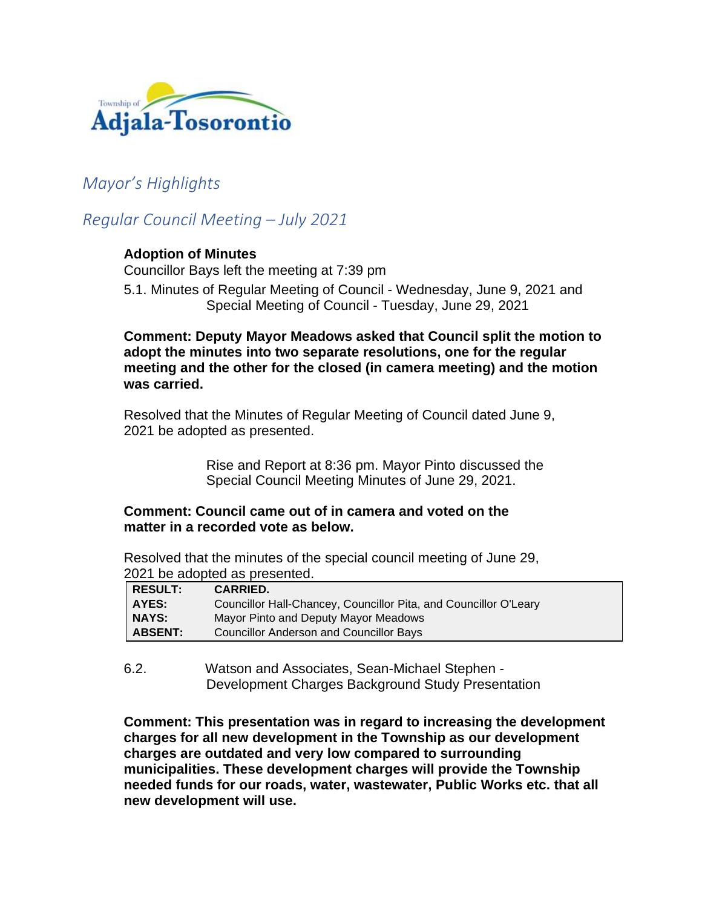Township of
**Adjala-Tosorontio**

## *Mayor's Highlights*

## *Regular Council Meeting – July 2021*

**Adoption of Minutes**

Councillor Bays left the meeting at 7:39 pm

5.1. Minutes of Regular Meeting of Council - Wednesday, June 9, 2021 and Special Meeting of Council - Tuesday, June 29, 2021

**Comment: Deputy Mayor Meadows asked that Council split the motion to adopt the minutes into two separate resolutions, one for the regular meeting and the other for the closed (in camera meeting) and the motion was carried.**

Resolved that the Minutes of Regular Meeting of Council dated June 9, 2021 be adopted as presented.

Rise and Report at 8:36 pm. Mayor Pinto discussed the Special Council Meeting Minutes of June 29, 2021.

**Comment: Council came out of in camera and voted on the matter in a recorded vote as below.**

Resolved that the minutes of the special council meeting of June 29, 2021 be adopted as presented.

| | |
|---|---|
| **RESULT:** | **CARRIED.** |
| **AYES:** | Councillor Hall-Chancey, Councillor Pita, and Councillor O'Leary |
| **NAYS:** | Mayor Pinto and Deputy Mayor Meadows |
| **ABSENT:** | Councillor Anderson and Councillor Bays |

6.2. Watson and Associates, Sean-Michael Stephen - Development Charges Background Study Presentation

**Comment: This presentation was in regard to increasing the development charges for all new development in the Township as our development charges are outdated and very low compared to surrounding municipalities. These development charges will provide the Township needed funds for our roads, water, wastewater, Public Works etc. that all new development will use.**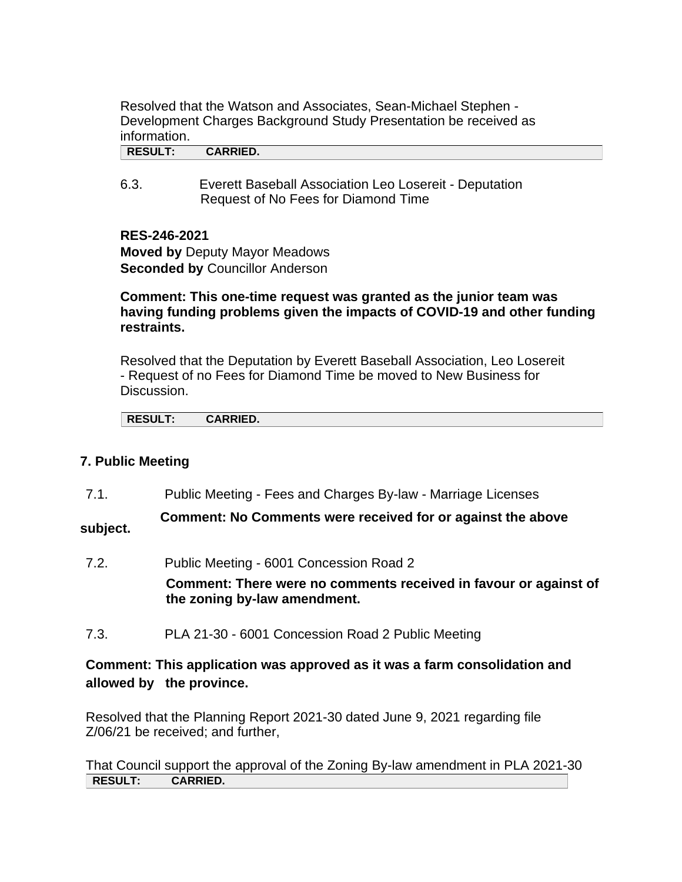Resolved that the Watson and Associates, Sean-Michael Stephen - Development Charges Background Study Presentation be received as information.

| RESULT: | CARRIED. |
|---|---|

6.3. Everett Baseball Association Leo Losereit - Deputation Request of No Fees for Diamond Time

**RES-246-2021**
**Moved by** Deputy Mayor Meadows
**Seconded by** Councillor Anderson

**Comment: This one-time request was granted as the junior team was having funding problems given the impacts of COVID-19 and other funding restraints.**

Resolved that the Deputation by Everett Baseball Association, Leo Losereit - Request of no Fees for Diamond Time be moved to New Business for Discussion.

| RESULT: | CARRIED. |
|---|---|

## 7. Public Meeting

7.1. Public Meeting - Fees and Charges By-law - Marriage Licenses

**Comment: No Comments were received for or against the above subject.**

7.2. Public Meeting - 6001 Concession Road 2

**Comment: There were no comments received in favour or against of the zoning by-law amendment.**

7.3. PLA 21-30 - 6001 Concession Road 2 Public Meeting

**Comment: This application was approved as it was a farm consolidation and allowed by the province.**

Resolved that the Planning Report 2021-30 dated June 9, 2021 regarding file Z/06/21 be received; and further,

That Council support the approval of the Zoning By-law amendment in PLA 2021-30

| RESULT: | CARRIED. |
|---|---|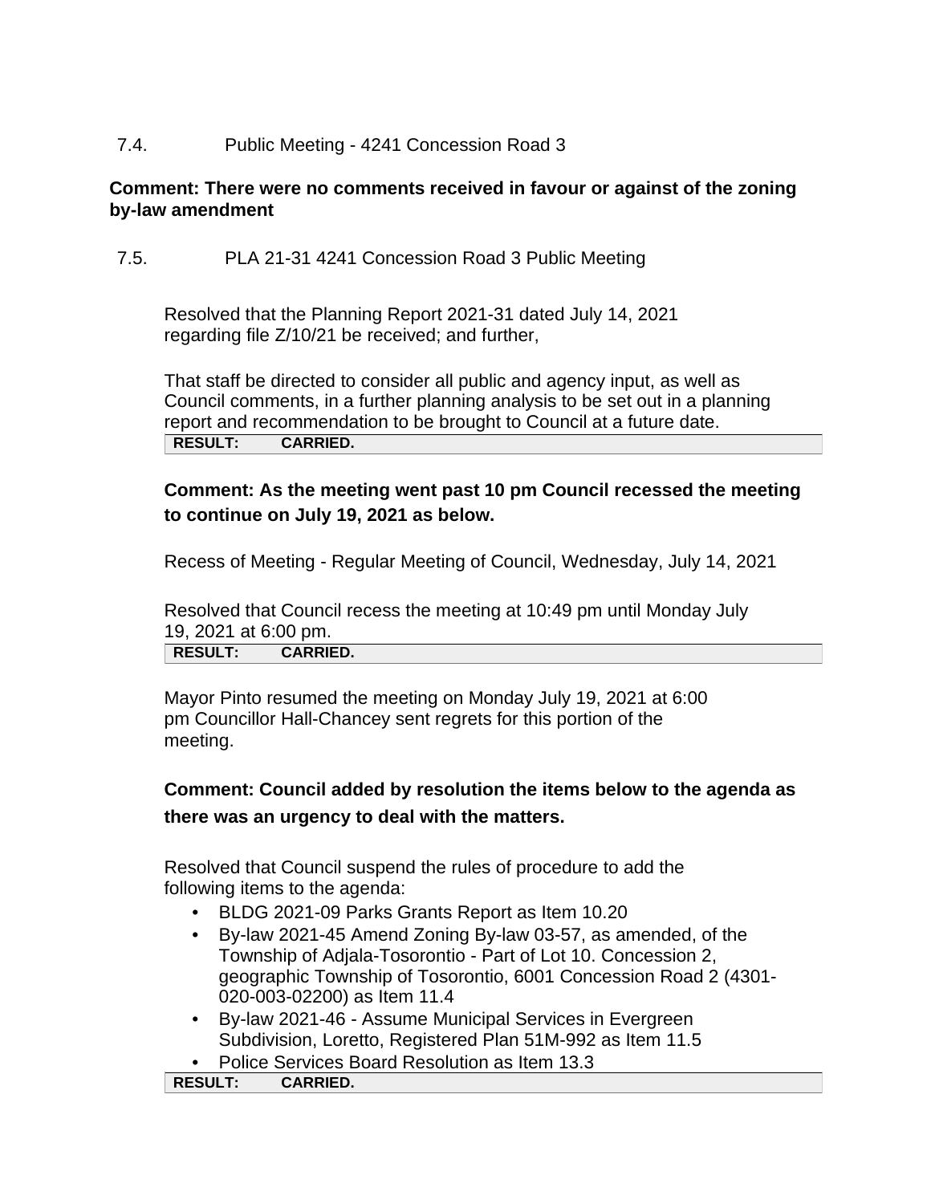7.4. Public Meeting - 4241 Concession Road 3

**Comment: There were no comments received in favour or against of the zoning by-law amendment**

7.5. PLA 21-31 4241 Concession Road 3 Public Meeting

Resolved that the Planning Report 2021-31 dated July 14, 2021 regarding file Z/10/21 be received; and further,

That staff be directed to consider all public and agency input, as well as Council comments, in a further planning analysis to be set out in a planning report and recommendation to be brought to Council at a future date.

**RESULT: CARRIED.**

**Comment: As the meeting went past 10 pm Council recessed the meeting to continue on July 19, 2021 as below.**

Recess of Meeting - Regular Meeting of Council, Wednesday, July 14, 2021

Resolved that Council recess the meeting at 10:49 pm until Monday July 19, 2021 at 6:00 pm.

**RESULT: CARRIED.**

Mayor Pinto resumed the meeting on Monday July 19, 2021 at 6:00 pm Councillor Hall-Chancey sent regrets for this portion of the meeting.

**Comment: Council added by resolution the items below to the agenda as there was an urgency to deal with the matters.**

Resolved that Council suspend the rules of procedure to add the following items to the agenda:

- BLDG 2021-09 Parks Grants Report as Item 10.20
- By-law 2021-45 Amend Zoning By-law 03-57, as amended, of the Township of Adjala-Tosorontio - Part of Lot 10. Concession 2, geographic Township of Tosorontio, 6001 Concession Road 2 (4301-020-003-02200) as Item 11.4
- By-law 2021-46 - Assume Municipal Services in Evergreen Subdivision, Loretto, Registered Plan 51M-992 as Item 11.5
- Police Services Board Resolution as Item 13.3

**RESULT: CARRIED.**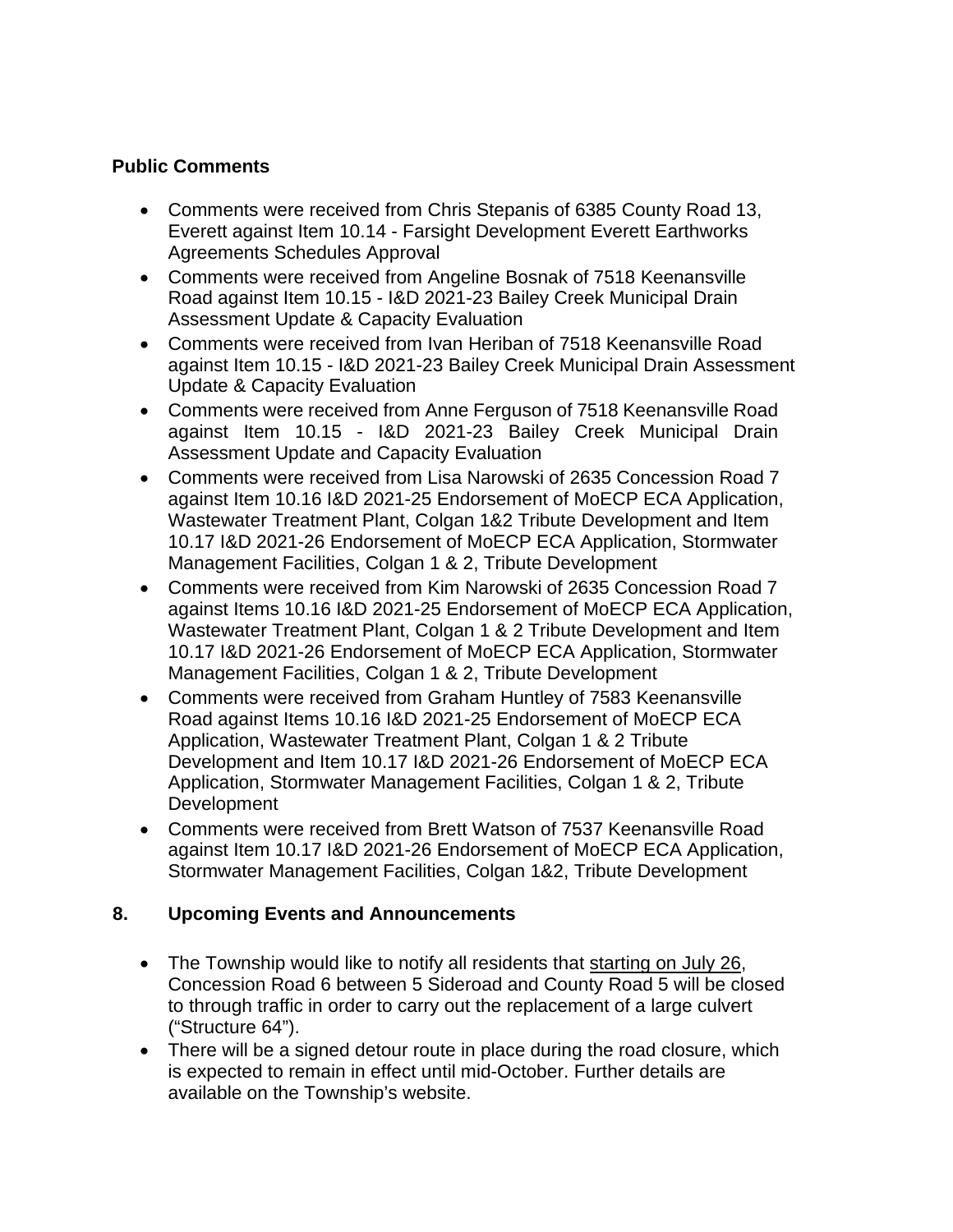**Public Comments**

- Comments were received from Chris Stepanis of 6385 County Road 13, Everett against Item 10.14 - Farsight Development Everett Earthworks Agreements Schedules Approval
- Comments were received from Angeline Bosnak of 7518 Keenansville Road against Item 10.15 - I&D 2021-23 Bailey Creek Municipal Drain Assessment Update & Capacity Evaluation
- Comments were received from Ivan Heriban of 7518 Keenansville Road against Item 10.15 - I&D 2021-23 Bailey Creek Municipal Drain Assessment Update & Capacity Evaluation
- Comments were received from Anne Ferguson of 7518 Keenansville Road against Item 10.15 - I&D 2021-23 Bailey Creek Municipal Drain Assessment Update and Capacity Evaluation
- Comments were received from Lisa Narowski of 2635 Concession Road 7 against Item 10.16 I&D 2021-25 Endorsement of MoECP ECA Application, Wastewater Treatment Plant, Colgan 1&2 Tribute Development and Item 10.17 I&D 2021-26 Endorsement of MoECP ECA Application, Stormwater Management Facilities, Colgan 1 & 2, Tribute Development
- Comments were received from Kim Narowski of 2635 Concession Road 7 against Items 10.16 I&D 2021-25 Endorsement of MoECP ECA Application, Wastewater Treatment Plant, Colgan 1 & 2 Tribute Development and Item 10.17 I&D 2021-26 Endorsement of MoECP ECA Application, Stormwater Management Facilities, Colgan 1 & 2, Tribute Development
- Comments were received from Graham Huntley of 7583 Keenansville Road against Items 10.16 I&D 2021-25 Endorsement of MoECP ECA Application, Wastewater Treatment Plant, Colgan 1 & 2 Tribute Development and Item 10.17 I&D 2021-26 Endorsement of MoECP ECA Application, Stormwater Management Facilities, Colgan 1 & 2, Tribute Development
- Comments were received from Brett Watson of 7537 Keenansville Road against Item 10.17 I&D 2021-26 Endorsement of MoECP ECA Application, Stormwater Management Facilities, Colgan 1&2, Tribute Development

## 8. Upcoming Events and Announcements

- The Township would like to notify all residents that starting on July 26, Concession Road 6 between 5 Sideroad and County Road 5 will be closed to through traffic in order to carry out the replacement of a large culvert ("Structure 64").
- There will be a signed detour route in place during the road closure, which is expected to remain in effect until mid-October. Further details are available on the Township's website.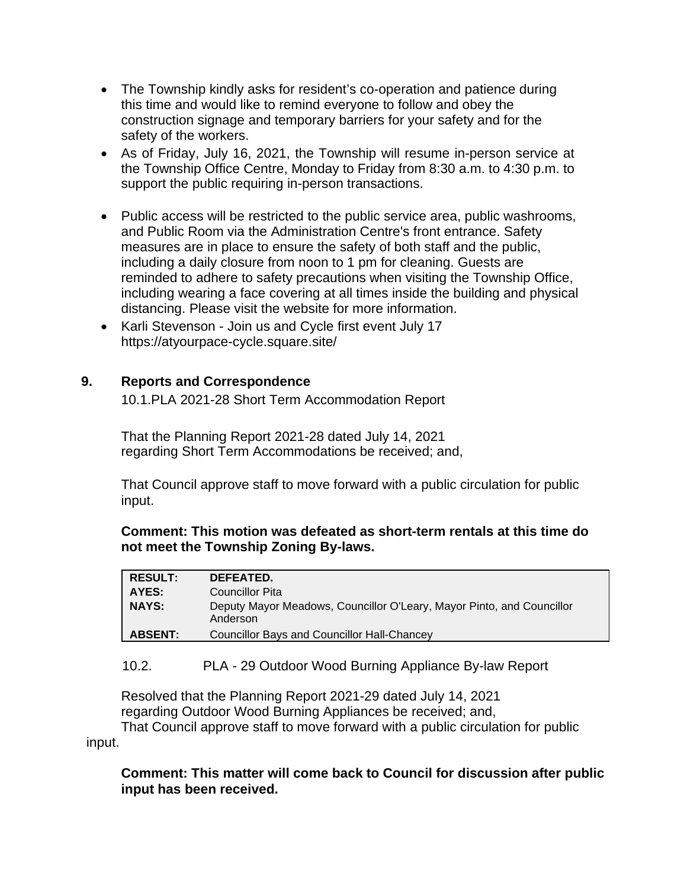- The Township kindly asks for resident's co-operation and patience during this time and would like to remind everyone to follow and obey the construction signage and temporary barriers for your safety and for the safety of the workers.
- As of Friday, July 16, 2021, the Township will resume in-person service at the Township Office Centre, Monday to Friday from 8:30 a.m. to 4:30 p.m. to support the public requiring in-person transactions.
- Public access will be restricted to the public service area, public washrooms, and Public Room via the Administration Centre's front entrance. Safety measures are in place to ensure the safety of both staff and the public, including a daily closure from noon to 1 pm for cleaning. Guests are reminded to adhere to safety precautions when visiting the Township Office, including wearing a face covering at all times inside the building and physical distancing. Please visit the website for more information.
- Karli Stevenson - Join us and Cycle first event July 17 https://atyourpace-cycle.square.site/

## 9. Reports and Correspondence

10.1.PLA 2021-28 Short Term Accommodation Report

That the Planning Report 2021-28 dated July 14, 2021 regarding Short Term Accommodations be received; and,

That Council approve staff to move forward with a public circulation for public input.

**Comment: This motion was defeated as short-term rentals at this time do not meet the Township Zoning By-laws.**

| | |
|---|---|
| **RESULT:** | **DEFEATED.** |
| **AYES:** | Councillor Pita |
| **NAYS:** | Deputy Mayor Meadows, Councillor O'Leary, Mayor Pinto, and Councillor Anderson |
| **ABSENT:** | Councillor Bays and Councillor Hall-Chancey |

10.2. PLA - 29 Outdoor Wood Burning Appliance By-law Report

Resolved that the Planning Report 2021-29 dated July 14, 2021 regarding Outdoor Wood Burning Appliances be received; and,

That Council approve staff to move forward with a public circulation for public input.

**Comment: This matter will come back to Council for discussion after public input has been received.**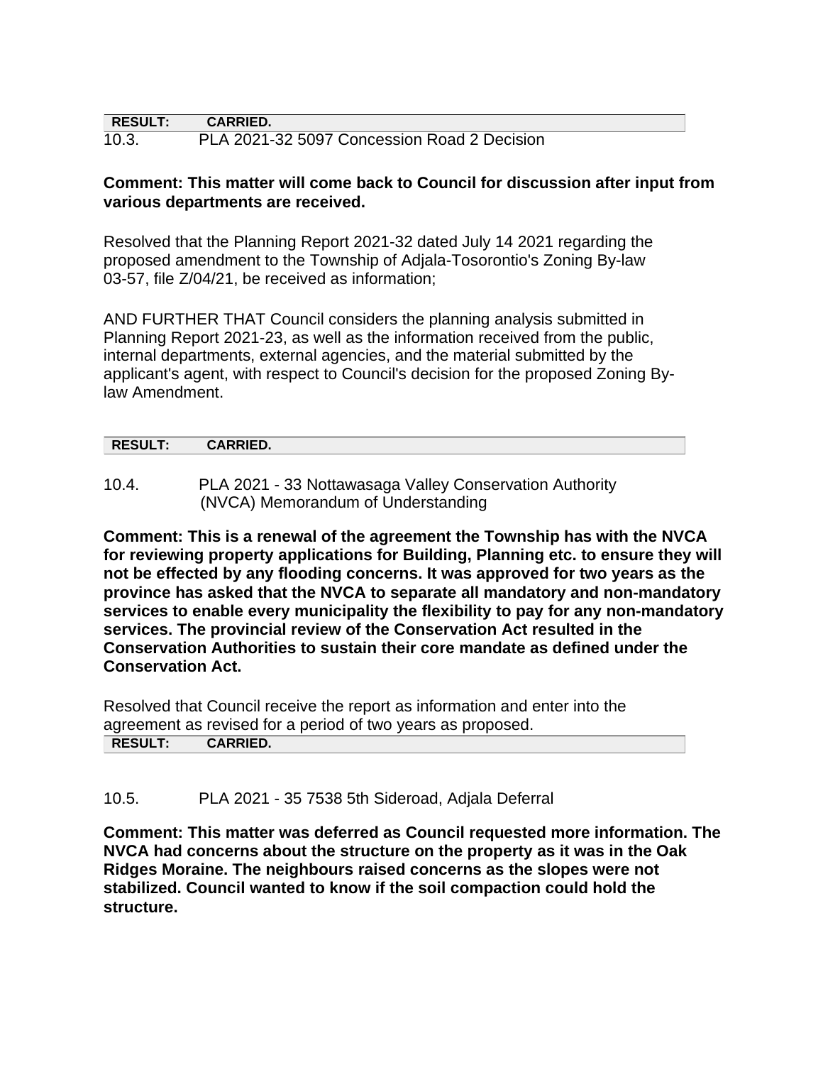**RESULT: CARRIED.**

10.3. PLA 2021-32 5097 Concession Road 2 Decision

**Comment: This matter will come back to Council for discussion after input from various departments are received.**

Resolved that the Planning Report 2021-32 dated July 14 2021 regarding the proposed amendment to the Township of Adjala-Tosorontio's Zoning By-law 03-57, file Z/04/21, be received as information;

AND FURTHER THAT Council considers the planning analysis submitted in Planning Report 2021-23, as well as the information received from the public, internal departments, external agencies, and the material submitted by the applicant's agent, with respect to Council's decision for the proposed Zoning By-law Amendment.

**RESULT: CARRIED.**

10.4. PLA 2021 - 33 Nottawasaga Valley Conservation Authority (NVCA) Memorandum of Understanding

**Comment: This is a renewal of the agreement the Township has with the NVCA for reviewing property applications for Building, Planning etc. to ensure they will not be effected by any flooding concerns. It was approved for two years as the province has asked that the NVCA to separate all mandatory and non-mandatory services to enable every municipality the flexibility to pay for any non-mandatory services. The provincial review of the Conservation Act resulted in the Conservation Authorities to sustain their core mandate as defined under the Conservation Act.**

Resolved that Council receive the report as information and enter into the agreement as revised for a period of two years as proposed.

**RESULT: CARRIED.**

10.5. PLA 2021 - 35 7538 5th Sideroad, Adjala Deferral

**Comment: This matter was deferred as Council requested more information. The NVCA had concerns about the structure on the property as it was in the Oak Ridges Moraine. The neighbours raised concerns as the slopes were not stabilized. Council wanted to know if the soil compaction could hold the structure.**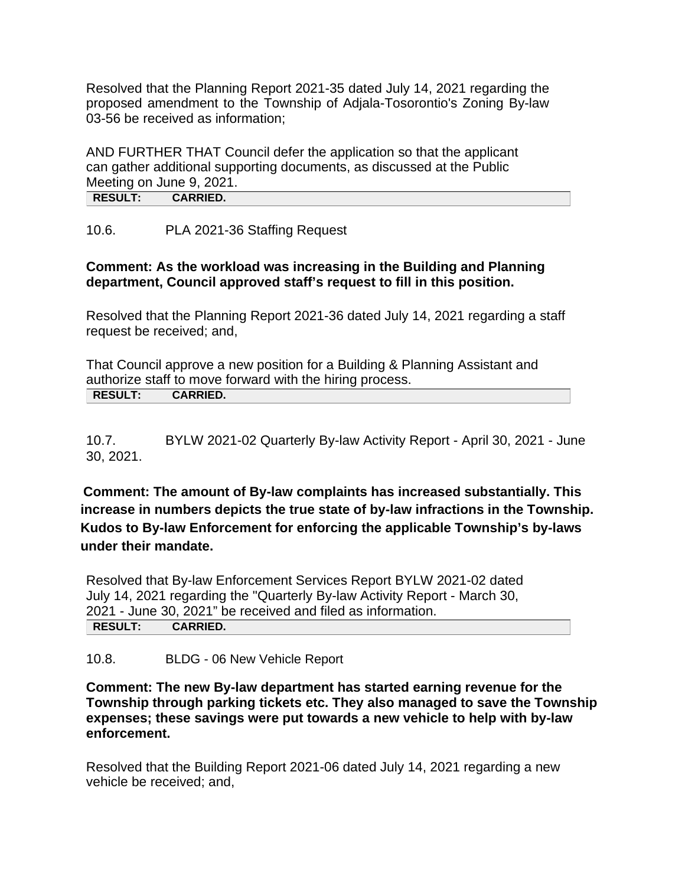Resolved that the Planning Report 2021-35 dated July 14, 2021 regarding the proposed amendment to the Township of Adjala-Tosorontio's Zoning By-law 03-56 be received as information;

AND FURTHER THAT Council defer the application so that the applicant can gather additional supporting documents, as discussed at the Public Meeting on June 9, 2021.

| **RESULT:** | **CARRIED.** |
|---|---|

10.6. PLA 2021-36 Staffing Request

**Comment: As the workload was increasing in the Building and Planning department, Council approved staff's request to fill in this position.**

Resolved that the Planning Report 2021-36 dated July 14, 2021 regarding a staff request be received; and,

That Council approve a new position for a Building & Planning Assistant and authorize staff to move forward with the hiring process.

| **RESULT:** | **CARRIED.** |
|---|---|

10.7. BYLW 2021-02 Quarterly By-law Activity Report - April 30, 2021 - June 30, 2021.

**Comment: The amount of By-law complaints has increased substantially. This increase in numbers depicts the true state of by-law infractions in the Township. Kudos to By-law Enforcement for enforcing the applicable Township's by-laws under their mandate.**

Resolved that By-law Enforcement Services Report BYLW 2021-02 dated July 14, 2021 regarding the "Quarterly By-law Activity Report - March 30, 2021 - June 30, 2021" be received and filed as information.

| **RESULT:** | **CARRIED.** |
|---|---|

10.8. BLDG - 06 New Vehicle Report

**Comment: The new By-law department has started earning revenue for the Township through parking tickets etc. They also managed to save the Township expenses; these savings were put towards a new vehicle to help with by-law enforcement.**

Resolved that the Building Report 2021-06 dated July 14, 2021 regarding a new vehicle be received; and,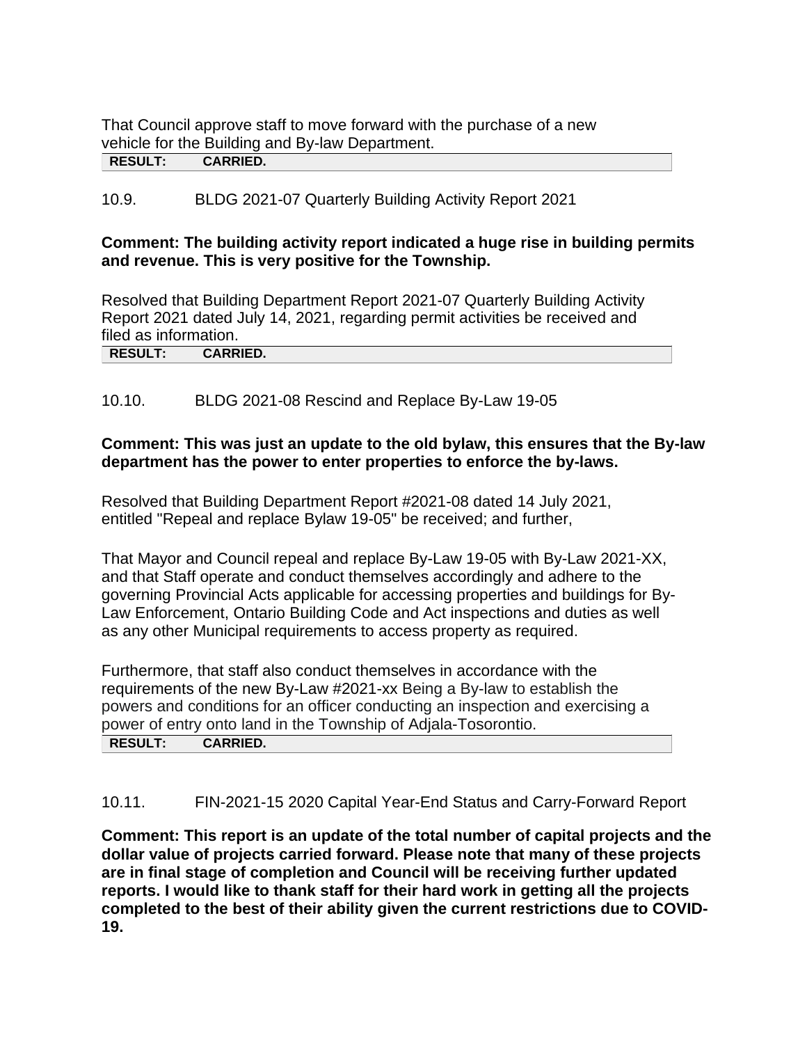That Council approve staff to move forward with the purchase of a new vehicle for the Building and By-law Department.

| RESULT: | CARRIED. |
|---|---|

10.9. BLDG 2021-07 Quarterly Building Activity Report 2021

**Comment: The building activity report indicated a huge rise in building permits and revenue. This is very positive for the Township.**

Resolved that Building Department Report 2021-07 Quarterly Building Activity Report 2021 dated July 14, 2021, regarding permit activities be received and filed as information.

| RESULT: | CARRIED. |
|---|---|

10.10. BLDG 2021-08 Rescind and Replace By-Law 19-05

**Comment: This was just an update to the old bylaw, this ensures that the By-law department has the power to enter properties to enforce the by-laws.**

Resolved that Building Department Report #2021-08 dated 14 July 2021, entitled "Repeal and replace Bylaw 19-05" be received; and further,

That Mayor and Council repeal and replace By-Law 19-05 with By-Law 2021-XX, and that Staff operate and conduct themselves accordingly and adhere to the governing Provincial Acts applicable for accessing properties and buildings for By-Law Enforcement, Ontario Building Code and Act inspections and duties as well as any other Municipal requirements to access property as required.

Furthermore, that staff also conduct themselves in accordance with the requirements of the new By-Law #2021-xx Being a By-law to establish the powers and conditions for an officer conducting an inspection and exercising a power of entry onto land in the Township of Adjala-Tosorontio.

| RESULT: | CARRIED. |
|---|---|

10.11. FIN-2021-15 2020 Capital Year-End Status and Carry-Forward Report

**Comment: This report is an update of the total number of capital projects and the dollar value of projects carried forward. Please note that many of these projects are in final stage of completion and Council will be receiving further updated reports. I would like to thank staff for their hard work in getting all the projects completed to the best of their ability given the current restrictions due to COVID-19.**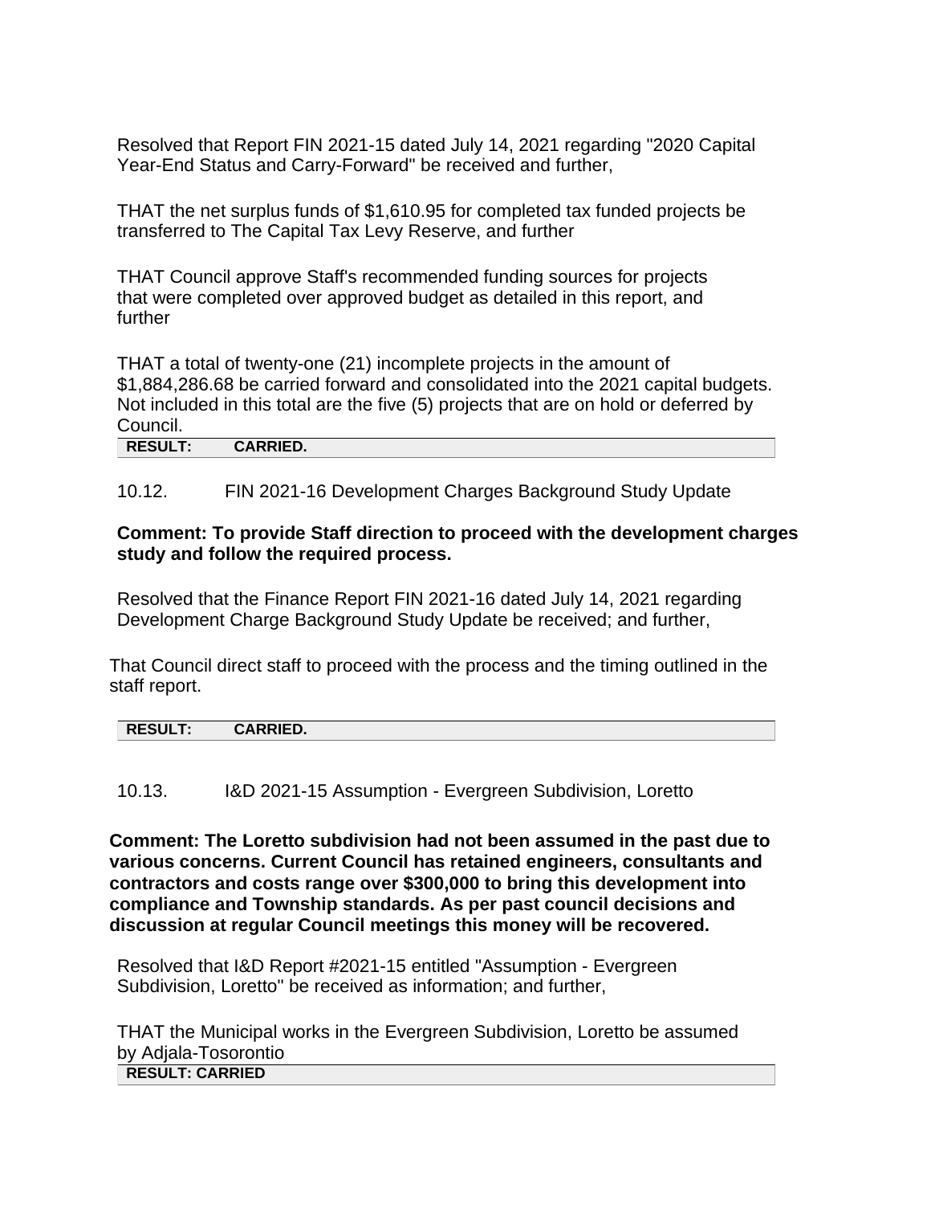Resolved that Report FIN 2021-15 dated July 14, 2021 regarding "2020 Capital Year-End Status and Carry-Forward" be received and further,

THAT the net surplus funds of $1,610.95 for completed tax funded projects be transferred to The Capital Tax Levy Reserve, and further

THAT Council approve Staff's recommended funding sources for projects that were completed over approved budget as detailed in this report, and further

THAT a total of twenty-one (21) incomplete projects in the amount of $1,884,286.68 be carried forward and consolidated into the 2021 capital budgets. Not included in this total are the five (5) projects that are on hold or deferred by Council.

| **RESULT:** | **CARRIED.** |
|---|---|

10.12. FIN 2021-16 Development Charges Background Study Update

**Comment: To provide Staff direction to proceed with the development charges study and follow the required process.**

Resolved that the Finance Report FIN 2021-16 dated July 14, 2021 regarding Development Charge Background Study Update be received; and further,

That Council direct staff to proceed with the process and the timing outlined in the staff report.

| **RESULT:** | **CARRIED.** |
|---|---|

10.13. I&D 2021-15 Assumption - Evergreen Subdivision, Loretto

**Comment: The Loretto subdivision had not been assumed in the past due to various concerns. Current Council has retained engineers, consultants and contractors and costs range over $300,000 to bring this development into compliance and Township standards. As per past council decisions and discussion at regular Council meetings this money will be recovered.**

Resolved that I&D Report #2021-15 entitled "Assumption - Evergreen Subdivision, Loretto" be received as information; and further,

THAT the Municipal works in the Evergreen Subdivision, Loretto be assumed by Adjala-Tosorontio

| **RESULT: CARRIED** |
|---|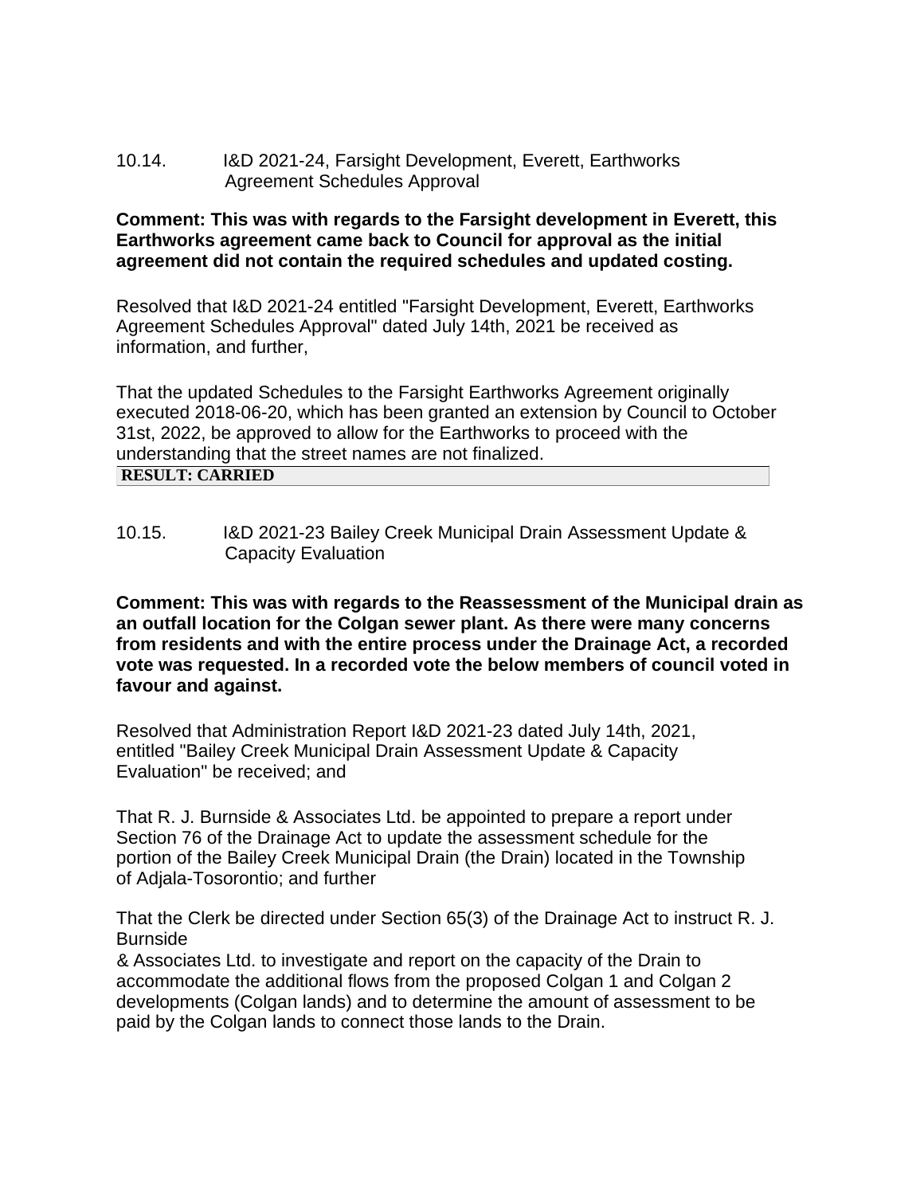10.14. I&D 2021-24, Farsight Development, Everett, Earthworks Agreement Schedules Approval

**Comment: This was with regards to the Farsight development in Everett, this Earthworks agreement came back to Council for approval as the initial agreement did not contain the required schedules and updated costing.**

Resolved that I&D 2021-24 entitled "Farsight Development, Everett, Earthworks Agreement Schedules Approval" dated July 14th, 2021 be received as information, and further,

That the updated Schedules to the Farsight Earthworks Agreement originally executed 2018-06-20, which has been granted an extension by Council to October 31st, 2022, be approved to allow for the Earthworks to proceed with the understanding that the street names are not finalized.

**RESULT: CARRIED**

10.15. I&D 2021-23 Bailey Creek Municipal Drain Assessment Update & Capacity Evaluation

**Comment: This was with regards to the Reassessment of the Municipal drain as an outfall location for the Colgan sewer plant. As there were many concerns from residents and with the entire process under the Drainage Act, a recorded vote was requested. In a recorded vote the below members of council voted in favour and against.**

Resolved that Administration Report I&D 2021-23 dated July 14th, 2021, entitled "Bailey Creek Municipal Drain Assessment Update & Capacity Evaluation" be received; and

That R. J. Burnside & Associates Ltd. be appointed to prepare a report under Section 76 of the Drainage Act to update the assessment schedule for the portion of the Bailey Creek Municipal Drain (the Drain) located in the Township of Adjala-Tosorontio; and further

That the Clerk be directed under Section 65(3) of the Drainage Act to instruct R. J. Burnside
& Associates Ltd. to investigate and report on the capacity of the Drain to accommodate the additional flows from the proposed Colgan 1 and Colgan 2 developments (Colgan lands) and to determine the amount of assessment to be paid by the Colgan lands to connect those lands to the Drain.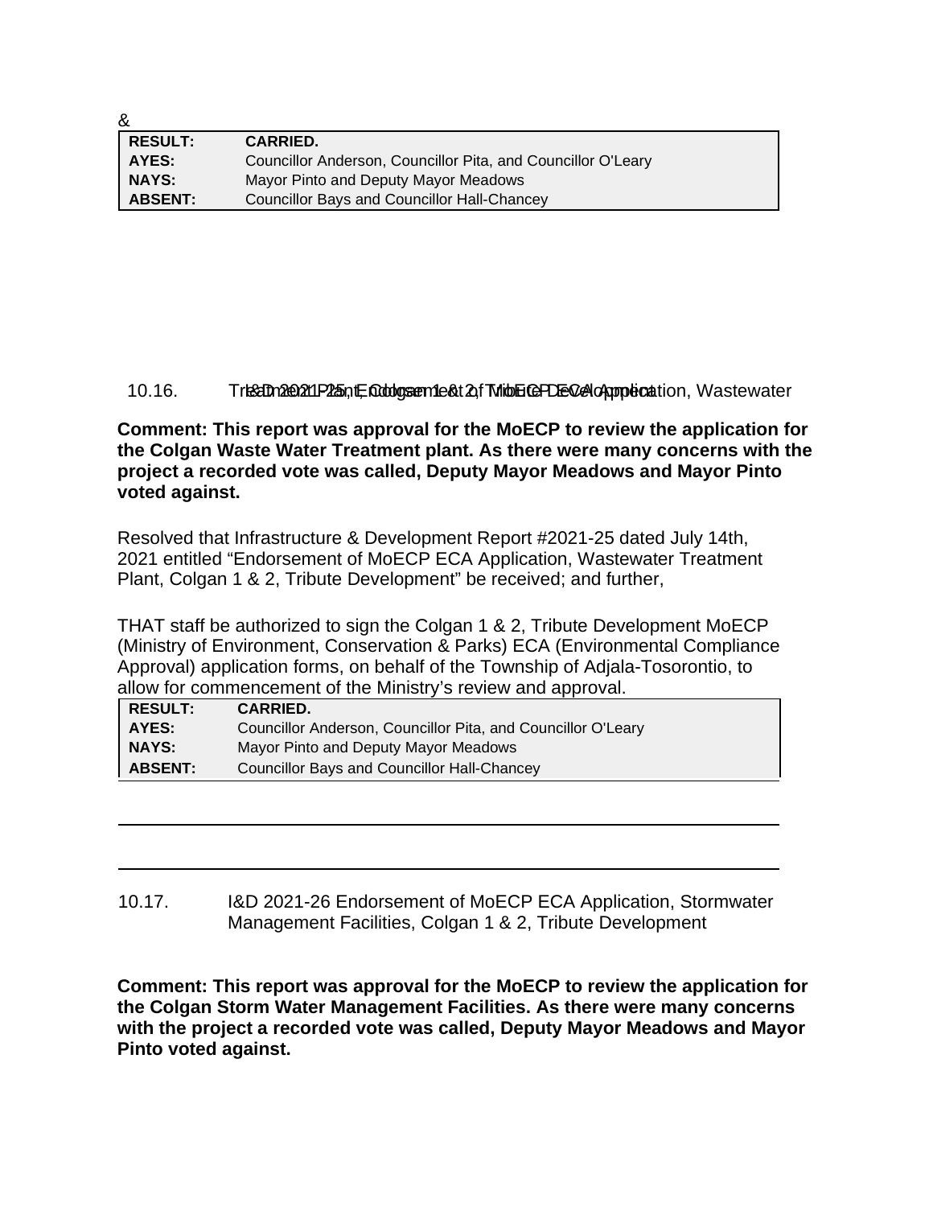&

| RESULT: | CARRIED. |
|---|---|
| AYES: | Councillor Anderson, Councillor Pita, and Councillor O'Leary |
| NAYS: | Mayor Pinto and Deputy Mayor Meadows |
| ABSENT: | Councillor Bays and Councillor Hall-Chancey |

10.16. I&D 2021-25, Endorsement of MoECP ECA Application, Wastewater Treatment Plant, Colgan 1 & 2, Tribute Development

**Comment: This report was approval for the MoECP to review the application for the Colgan Waste Water Treatment plant. As there were many concerns with the project a recorded vote was called, Deputy Mayor Meadows and Mayor Pinto voted against.**

Resolved that Infrastructure & Development Report #2021-25 dated July 14th, 2021 entitled "Endorsement of MoECP ECA Application, Wastewater Treatment Plant, Colgan 1 & 2, Tribute Development" be received; and further,

THAT staff be authorized to sign the Colgan 1 & 2, Tribute Development MoECP (Ministry of Environment, Conservation & Parks) ECA (Environmental Compliance Approval) application forms, on behalf of the Township of Adjala-Tosorontio, to allow for commencement of the Ministry's review and approval.

| RESULT: | CARRIED. |
|---|---|
| AYES: | Councillor Anderson, Councillor Pita, and Councillor O'Leary |
| NAYS: | Mayor Pinto and Deputy Mayor Meadows |
| ABSENT: | Councillor Bays and Councillor Hall-Chancey |

10.17. I&D 2021-26 Endorsement of MoECP ECA Application, Stormwater Management Facilities, Colgan 1 & 2, Tribute Development

**Comment: This report was approval for the MoECP to review the application for the Colgan Storm Water Management Facilities. As there were many concerns with the project a recorded vote was called, Deputy Mayor Meadows and Mayor Pinto voted against.**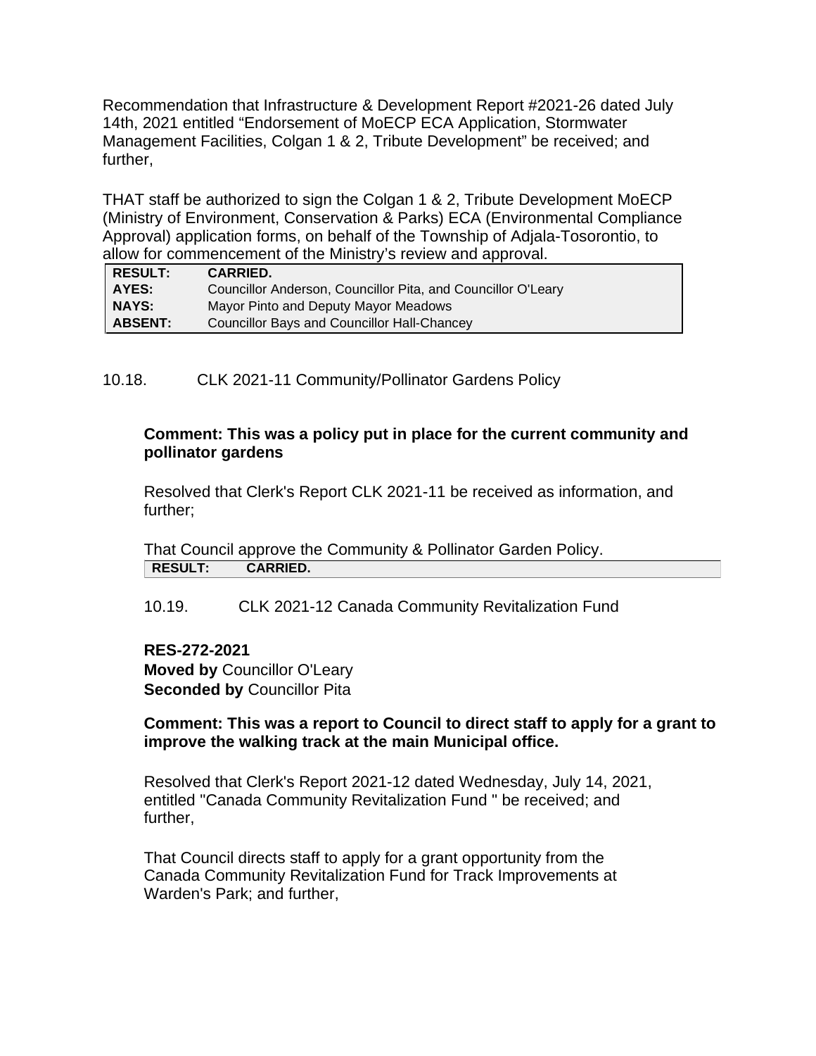Recommendation that Infrastructure & Development Report #2021-26 dated July 14th, 2021 entitled “Endorsement of MoECP ECA Application, Stormwater Management Facilities, Colgan 1 & 2, Tribute Development” be received; and further,

THAT staff be authorized to sign the Colgan 1 & 2, Tribute Development MoECP (Ministry of Environment, Conservation & Parks) ECA (Environmental Compliance Approval) application forms, on behalf of the Township of Adjala-Tosorontio, to allow for commencement of the Ministry’s review and approval.

| | |
|---|---|
| **RESULT:** | **CARRIED.** |
| **AYES:** | Councillor Anderson, Councillor Pita, and Councillor O'Leary |
| **NAYS:** | Mayor Pinto and Deputy Mayor Meadows |
| **ABSENT:** | Councillor Bays and Councillor Hall-Chancey |

10.18. CLK 2021-11 Community/Pollinator Gardens Policy

**Comment: This was a policy put in place for the current community and pollinator gardens**

Resolved that Clerk's Report CLK 2021-11 be received as information, and further;

That Council approve the Community & Pollinator Garden Policy.

| | |
|---|---|
| **RESULT:** | **CARRIED.** |

10.19. CLK 2021-12 Canada Community Revitalization Fund

**RES-272-2021**
**Moved by** Councillor O'Leary
**Seconded by** Councillor Pita

**Comment: This was a report to Council to direct staff to apply for a grant to improve the walking track at the main Municipal office.**

Resolved that Clerk's Report 2021-12 dated Wednesday, July 14, 2021, entitled "Canada Community Revitalization Fund " be received; and further,

That Council directs staff to apply for a grant opportunity from the Canada Community Revitalization Fund for Track Improvements at Warden's Park; and further,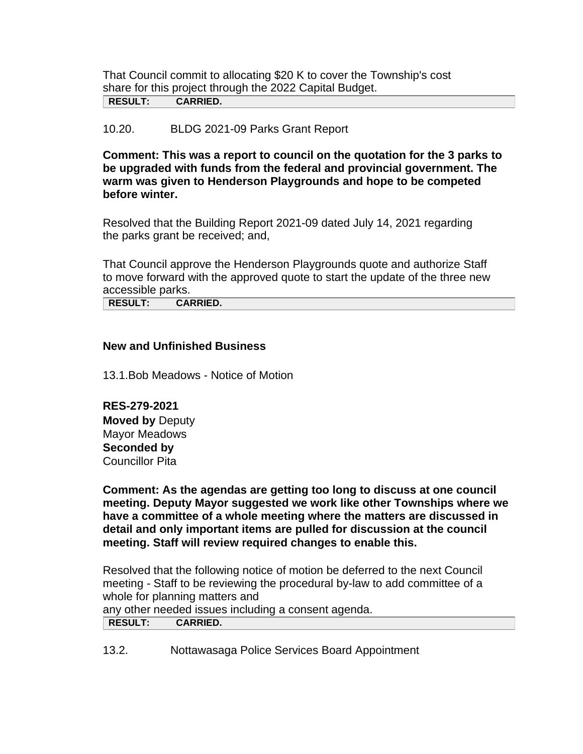That Council commit to allocating $20 K to cover the Township's cost share for this project through the 2022 Capital Budget.

| RESULT: | CARRIED. |
|---|---|

10.20. BLDG 2021-09 Parks Grant Report

**Comment: This was a report to council on the quotation for the 3 parks to be upgraded with funds from the federal and provincial government. The warm was given to Henderson Playgrounds and hope to be competed before winter.**

Resolved that the Building Report 2021-09 dated July 14, 2021 regarding the parks grant be received; and,

That Council approve the Henderson Playgrounds quote and authorize Staff to move forward with the approved quote to start the update of the three new accessible parks.

| RESULT: | CARRIED. |
|---|---|

### New and Unfinished Business

13.1.Bob Meadows - Notice of Motion

**RES-279-2021**
**Moved by** Deputy Mayor Meadows
**Seconded by** Councillor Pita

**Comment: As the agendas are getting too long to discuss at one council meeting. Deputy Mayor suggested we work like other Townships where we have a committee of a whole meeting where the matters are discussed in detail and only important items are pulled for discussion at the council meeting. Staff will review required changes to enable this.**

Resolved that the following notice of motion be deferred to the next Council meeting - Staff to be reviewing the procedural by-law to add committee of a whole for planning matters and any other needed issues including a consent agenda.

| RESULT: | CARRIED. |
|---|---|

13.2. Nottawasaga Police Services Board Appointment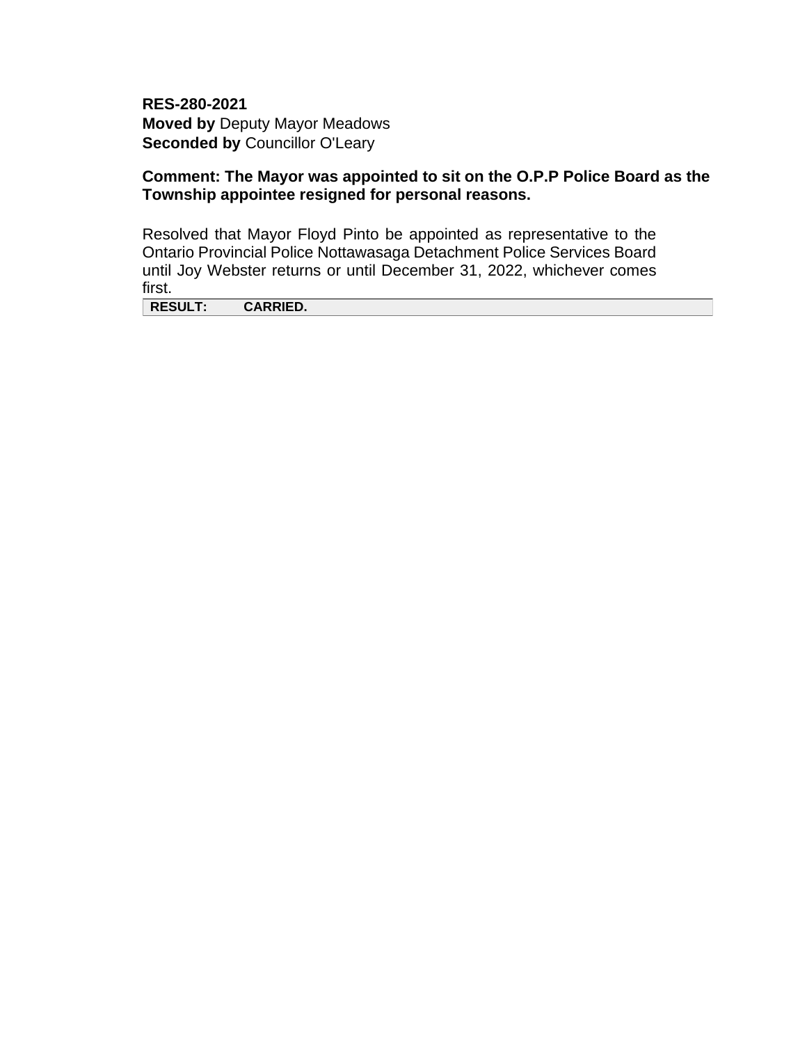**RES-280-2021**
**Moved by** Deputy Mayor Meadows
**Seconded by** Councillor O'Leary

**Comment: The Mayor was appointed to sit on the O.P.P Police Board as the Township appointee resigned for personal reasons.**

Resolved that Mayor Floyd Pinto be appointed as representative to the Ontario Provincial Police Nottawasaga Detachment Police Services Board until Joy Webster returns or until December 31, 2022, whichever comes first.

| | |
|---|---|
| **RESULT:** | **CARRIED.** |